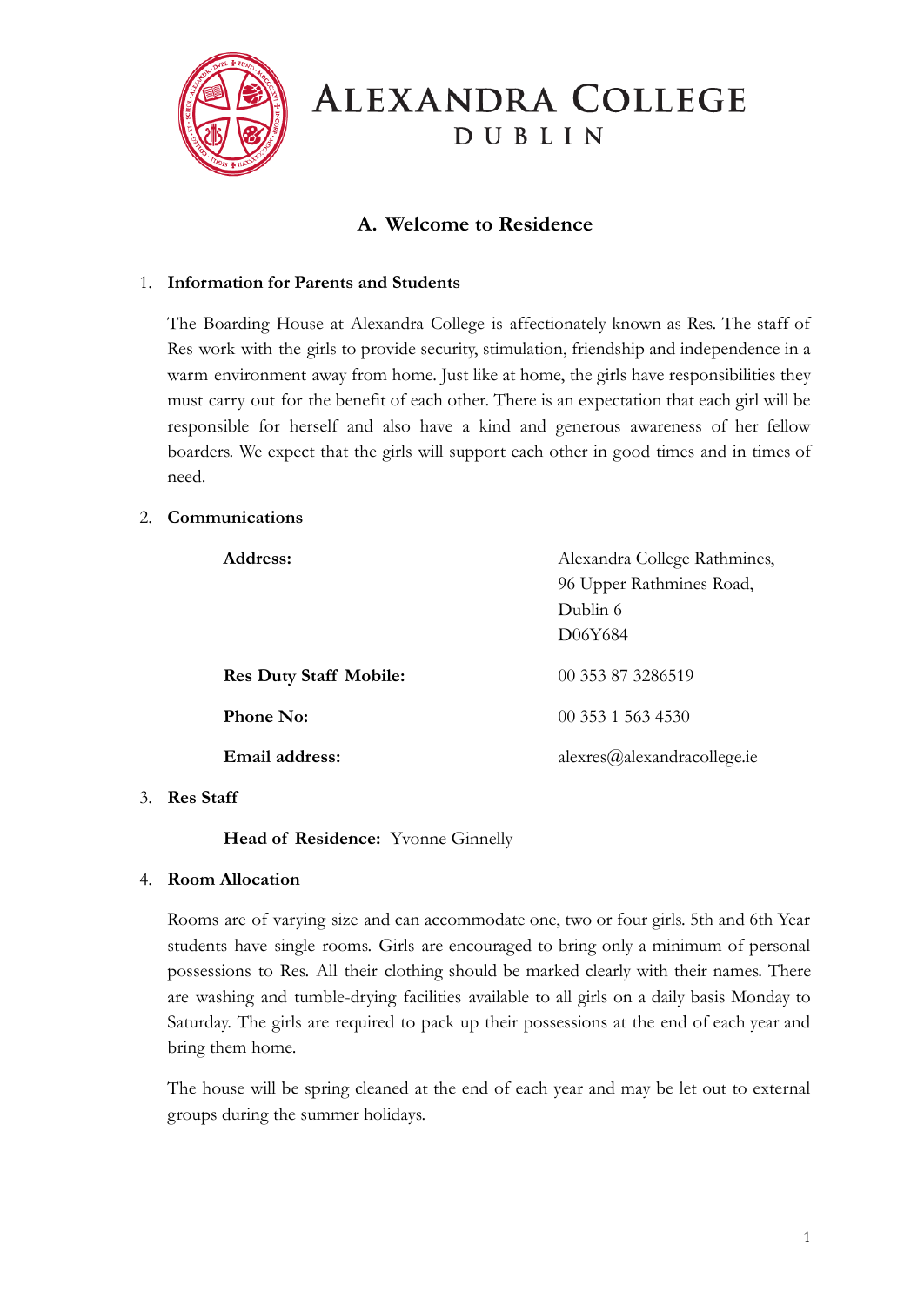# ALEXANDRA COLLEGE
DUBLIN

## A. Welcome to Residence

### 1. Information for Parents and Students

The Boarding House at Alexandra College is affectionately known as Res. The staff of Res work with the girls to provide security, stimulation, friendship and independence in a warm environment away from home. Just like at home, the girls have responsibilities they must carry out for the benefit of each other. There is an expectation that each girl will be responsible for herself and also have a kind and generous awareness of her fellow boarders. We expect that the girls will support each other in good times and in times of need.

### 2. Communications

| | |
|---|---|
| **Address:** | Alexandra College Rathmines,<br>96 Upper Rathmines Road,<br>Dublin 6<br>D06Y684 |
| **Res Duty Staff Mobile:** | 00 353 87 3286519 |
| **Phone No:** | 00 353 1 563 4530 |
| **Email address:** | alexres@alexandracollege.ie |

### 3. Res Staff

**Head of Residence:** Yvonne Ginnelly

### 4. Room Allocation

Rooms are of varying size and can accommodate one, two or four girls. 5th and 6th Year students have single rooms. Girls are encouraged to bring only a minimum of personal possessions to Res. All their clothing should be marked clearly with their names. There are washing and tumble-drying facilities available to all girls on a daily basis Monday to Saturday. The girls are required to pack up their possessions at the end of each year and bring them home.

The house will be spring cleaned at the end of each year and may be let out to external groups during the summer holidays.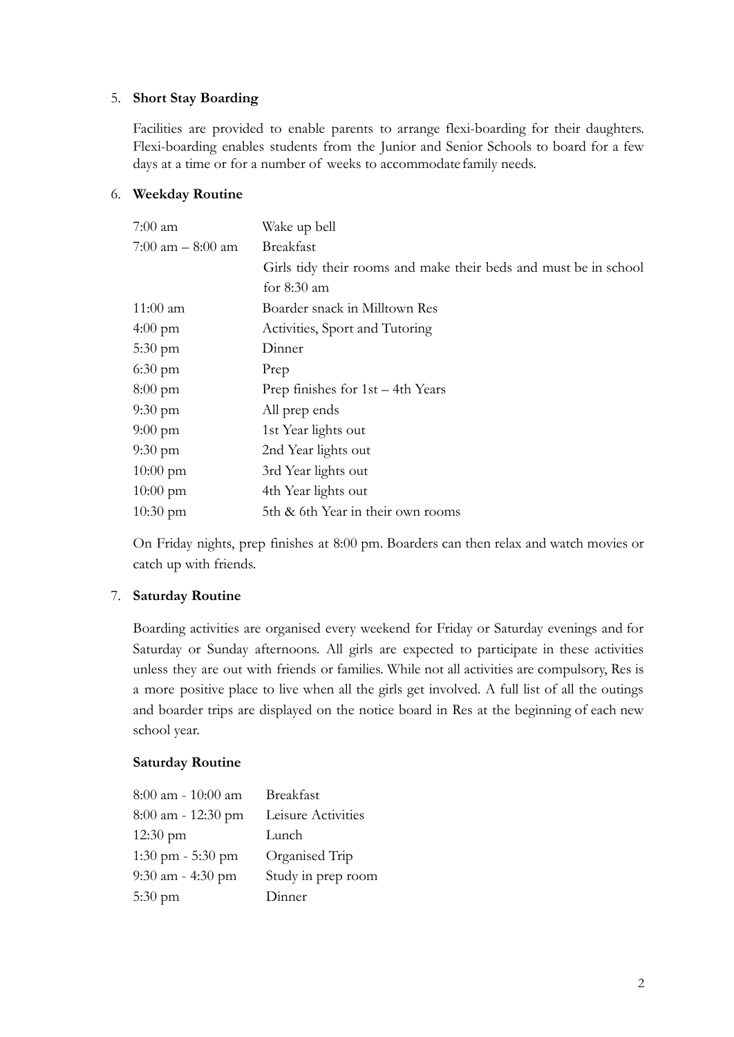5. **Short Stay Boarding**

   Facilities are provided to enable parents to arrange flexi-boarding for their daughters. Flexi-boarding enables students from the Junior and Senior Schools to board for a few days at a time or for a number of weeks to accommodate family needs.

6. **Weekday Routine**

| | |
|---|---|
| 7:00 am | Wake up bell |
| 7:00 am – 8:00 am | Breakfast |
| | Girls tidy their rooms and make their beds and must be in school for 8:30 am |
| 11:00 am | Boarder snack in Milltown Res |
| 4:00 pm | Activities, Sport and Tutoring |
| 5:30 pm | Dinner |
| 6:30 pm | Prep |
| 8:00 pm | Prep finishes for 1st – 4th Years |
| 9:30 pm | All prep ends |
| 9:00 pm | 1st Year lights out |
| 9:30 pm | 2nd Year lights out |
| 10:00 pm | 3rd Year lights out |
| 10:00 pm | 4th Year lights out |
| 10:30 pm | 5th & 6th Year in their own rooms |

   On Friday nights, prep finishes at 8:00 pm. Boarders can then relax and watch movies or catch up with friends.

7. **Saturday Routine**

   Boarding activities are organised every weekend for Friday or Saturday evenings and for Saturday or Sunday afternoons. All girls are expected to participate in these activities unless they are out with friends or families. While not all activities are compulsory, Res is a more positive place to live when all the girls get involved. A full list of all the outings and boarder trips are displayed on the notice board in Res at the beginning of each new school year.

   **Saturday Routine**

| | |
|---|---|
| 8:00 am - 10:00 am | Breakfast |
| 8:00 am - 12:30 pm | Leisure Activities |
| 12:30 pm | Lunch |
| 1:30 pm - 5:30 pm | Organised Trip |
| 9:30 am - 4:30 pm | Study in prep room |
| 5:30 pm | Dinner |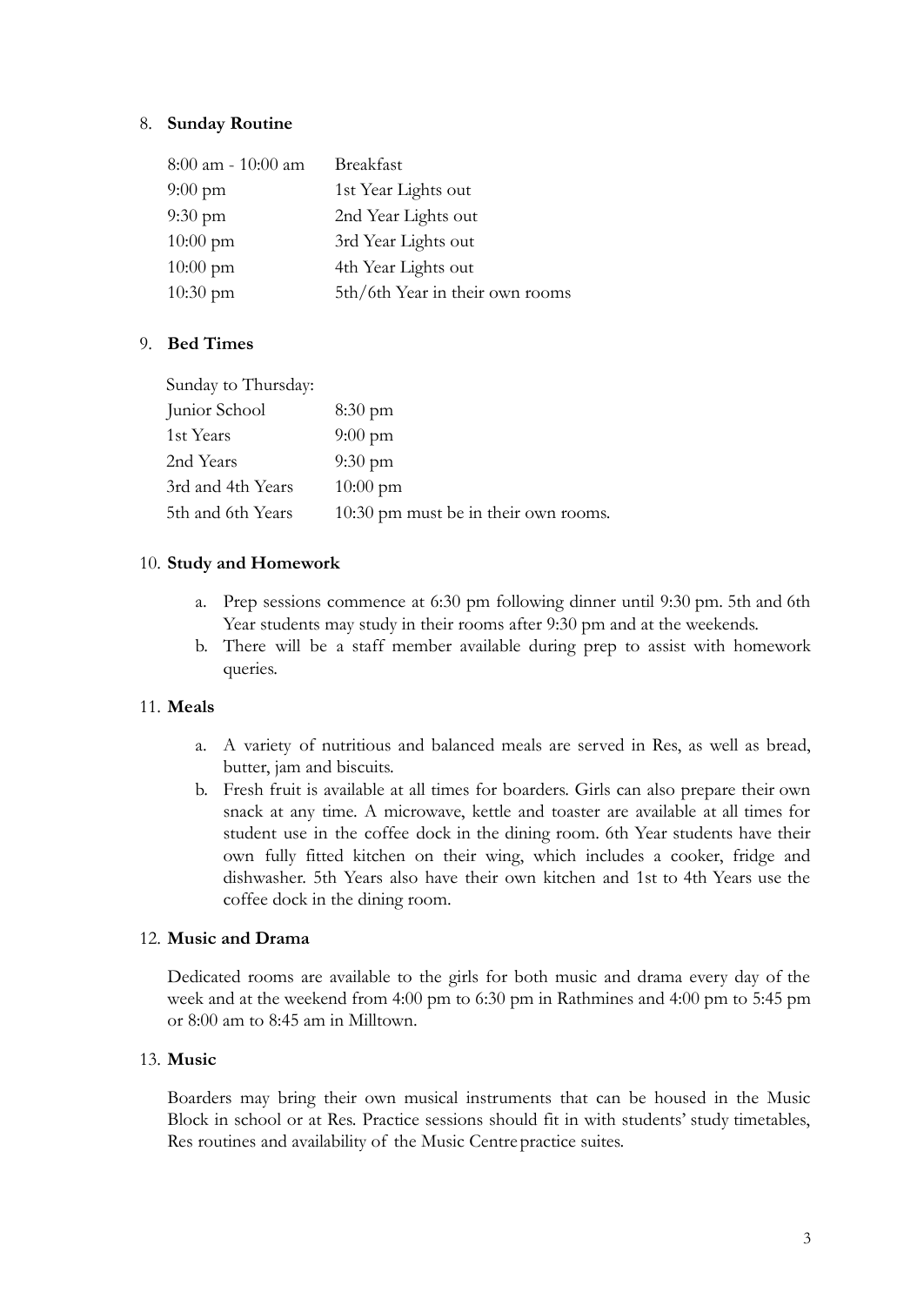8. **Sunday Routine**

| | |
|---|---|
| 8:00 am - 10:00 am | Breakfast |
| 9:00 pm | 1st Year Lights out |
| 9:30 pm | 2nd Year Lights out |
| 10:00 pm | 3rd Year Lights out |
| 10:00 pm | 4th Year Lights out |
| 10:30 pm | 5th/6th Year in their own rooms |

9. **Bed Times**

Sunday to Thursday:

| | |
|---|---|
| Junior School | 8:30 pm |
| 1st Years | 9:00 pm |
| 2nd Years | 9:30 pm |
| 3rd and 4th Years | 10:00 pm |
| 5th and 6th Years | 10:30 pm must be in their own rooms. |

10. **Study and Homework**

    a. Prep sessions commence at 6:30 pm following dinner until 9:30 pm. 5th and 6th Year students may study in their rooms after 9:30 pm and at the weekends.

    b. There will be a staff member available during prep to assist with homework queries.

11. **Meals**

    a. A variety of nutritious and balanced meals are served in Res, as well as bread, butter, jam and biscuits.

    b. Fresh fruit is available at all times for boarders. Girls can also prepare their own snack at any time. A microwave, kettle and toaster are available at all times for student use in the coffee dock in the dining room. 6th Year students have their own fully fitted kitchen on their wing, which includes a cooker, fridge and dishwasher. 5th Years also have their own kitchen and 1st to 4th Years use the coffee dock in the dining room.

12. **Music and Drama**

Dedicated rooms are available to the girls for both music and drama every day of the week and at the weekend from 4:00 pm to 6:30 pm in Rathmines and 4:00 pm to 5:45 pm or 8:00 am to 8:45 am in Milltown.

13. **Music**

Boarders may bring their own musical instruments that can be housed in the Music Block in school or at Res. Practice sessions should fit in with students' study timetables, Res routines and availability of the Music Centre practice suites.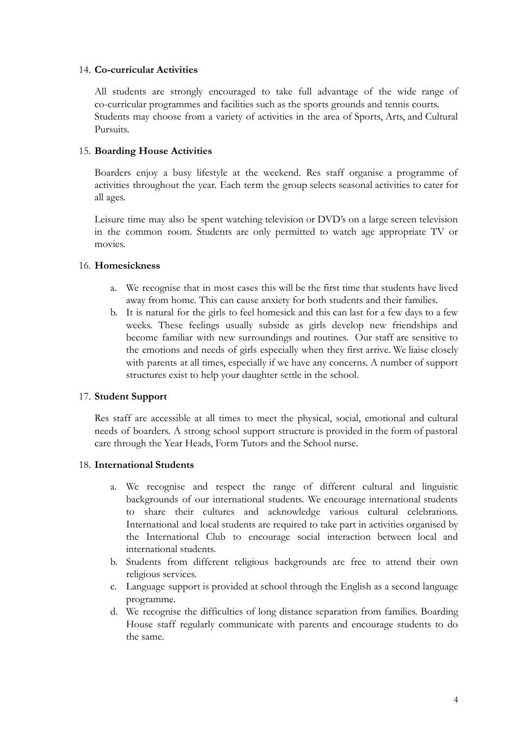14. **Co-curricular Activities**

    All students are strongly encouraged to take full advantage of the wide range of co-curricular programmes and facilities such as the sports grounds and tennis courts. Students may choose from a variety of activities in the area of Sports, Arts, and Cultural Pursuits.

15. **Boarding House Activities**

    Boarders enjoy a busy lifestyle at the weekend. Res staff organise a programme of activities throughout the year. Each term the group selects seasonal activities to cater for all ages.

    Leisure time may also be spent watching television or DVD's on a large screen television in the common room. Students are only permitted to watch age appropriate TV or movies.

16. **Homesickness**

    a. We recognise that in most cases this will be the first time that students have lived away from home. This can cause anxiety for both students and their families.
    b. It is natural for the girls to feel homesick and this can last for a few days to a few weeks. These feelings usually subside as girls develop new friendships and become familiar with new surroundings and routines. Our staff are sensitive to the emotions and needs of girls especially when they first arrive. We liaise closely with parents at all times, especially if we have any concerns. A number of support structures exist to help your daughter settle in the school.

17. **Student Support**

    Res staff are accessible at all times to meet the physical, social, emotional and cultural needs of boarders. A strong school support structure is provided in the form of pastoral care through the Year Heads, Form Tutors and the School nurse.

18. **International Students**

    a. We recognise and respect the range of different cultural and linguistic backgrounds of our international students. We encourage international students to share their cultures and acknowledge various cultural celebrations. International and local students are required to take part in activities organised by the International Club to encourage social interaction between local and international students.
    b. Students from different religious backgrounds are free to attend their own religious services.
    c. Language support is provided at school through the English as a second language programme.
    d. We recognise the difficulties of long distance separation from families. Boarding House staff regularly communicate with parents and encourage students to do the same.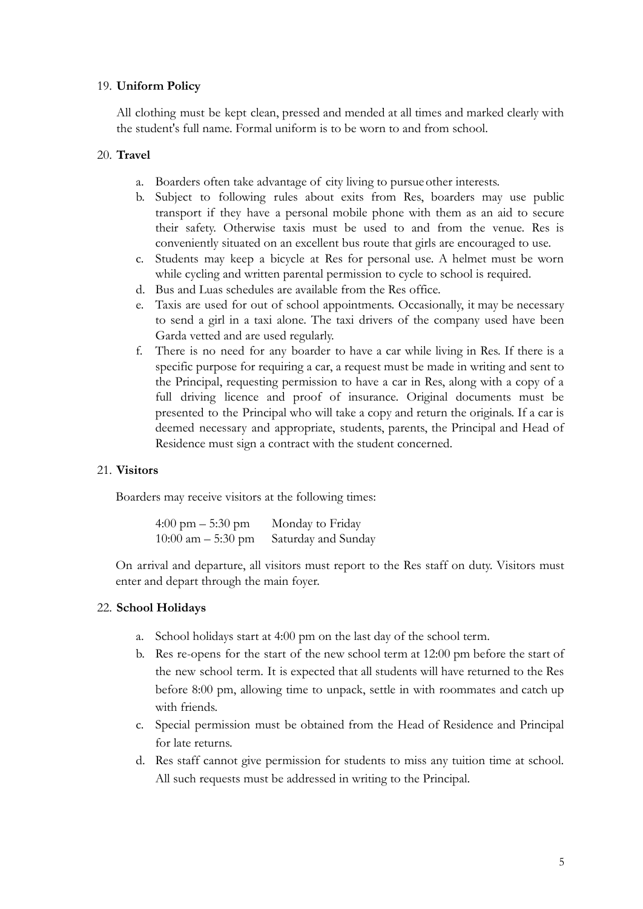19. **Uniform Policy**

    All clothing must be kept clean, pressed and mended at all times and marked clearly with the student's full name. Formal uniform is to be worn to and from school.

20. **Travel**

    a. Boarders often take advantage of city living to pursue other interests.
    b. Subject to following rules about exits from Res, boarders may use public transport if they have a personal mobile phone with them as an aid to secure their safety. Otherwise taxis must be used to and from the venue. Res is conveniently situated on an excellent bus route that girls are encouraged to use.
    c. Students may keep a bicycle at Res for personal use. A helmet must be worn while cycling and written parental permission to cycle to school is required.
    d. Bus and Luas schedules are available from the Res office.
    e. Taxis are used for out of school appointments. Occasionally, it may be necessary to send a girl in a taxi alone. The taxi drivers of the company used have been Garda vetted and are used regularly.
    f. There is no need for any boarder to have a car while living in Res. If there is a specific purpose for requiring a car, a request must be made in writing and sent to the Principal, requesting permission to have a car in Res, along with a copy of a full driving licence and proof of insurance. Original documents must be presented to the Principal who will take a copy and return the originals. If a car is deemed necessary and appropriate, students, parents, the Principal and Head of Residence must sign a contract with the student concerned.

21. **Visitors**

    Boarders may receive visitors at the following times:

    | | |
    |---|---|
    | 4:00 pm – 5:30 pm | Monday to Friday |
    | 10:00 am – 5:30 pm | Saturday and Sunday |

    On arrival and departure, all visitors must report to the Res staff on duty. Visitors must enter and depart through the main foyer.

22. **School Holidays**

    a. School holidays start at 4:00 pm on the last day of the school term.
    b. Res re-opens for the start of the new school term at 12:00 pm before the start of the new school term. It is expected that all students will have returned to the Res before 8:00 pm, allowing time to unpack, settle in with roommates and catch up with friends.
    c. Special permission must be obtained from the Head of Residence and Principal for late returns.
    d. Res staff cannot give permission for students to miss any tuition time at school. All such requests must be addressed in writing to the Principal.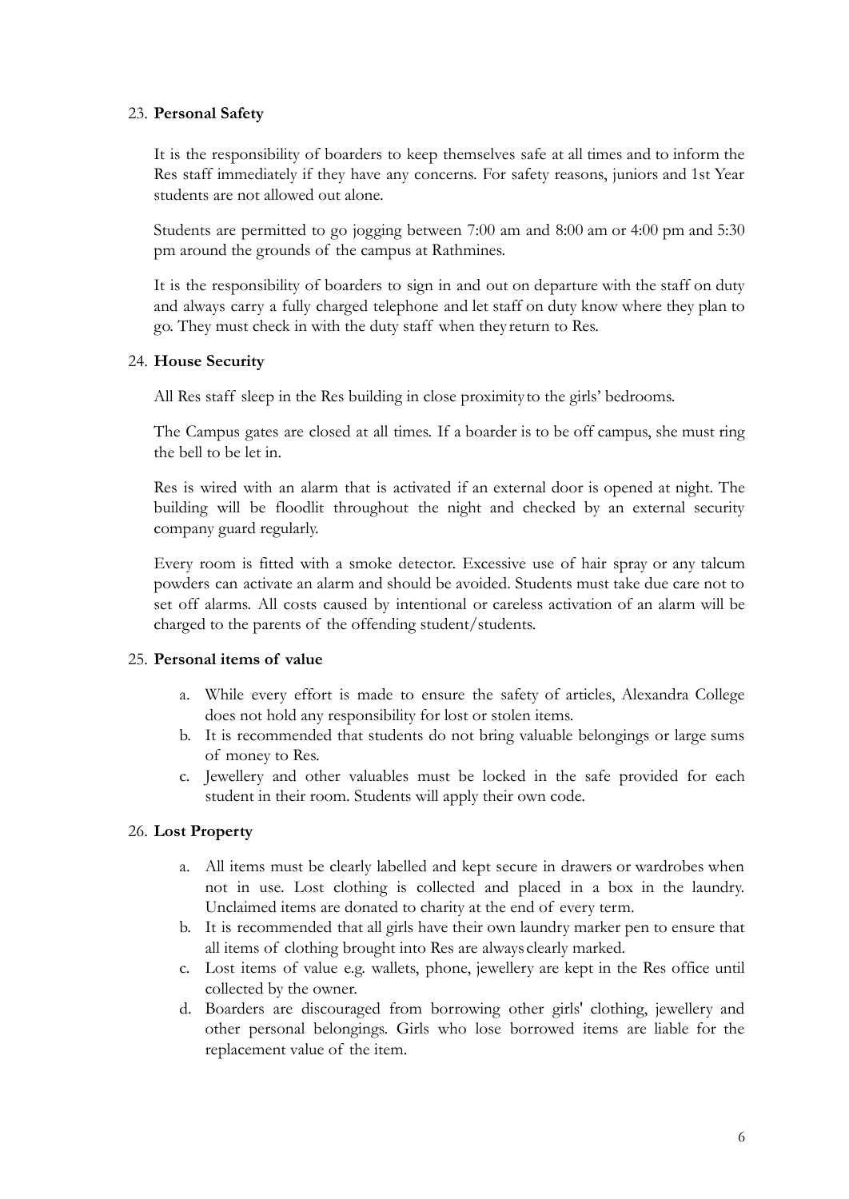## 23. Personal Safety

It is the responsibility of boarders to keep themselves safe at all times and to inform the Res staff immediately if they have any concerns. For safety reasons, juniors and 1st Year students are not allowed out alone.

Students are permitted to go jogging between 7:00 am and 8:00 am or 4:00 pm and 5:30 pm around the grounds of the campus at Rathmines.

It is the responsibility of boarders to sign in and out on departure with the staff on duty and always carry a fully charged telephone and let staff on duty know where they plan to go. They must check in with the duty staff when they return to Res.

## 24. House Security

All Res staff sleep in the Res building in close proximity to the girls' bedrooms.

The Campus gates are closed at all times. If a boarder is to be off campus, she must ring the bell to be let in.

Res is wired with an alarm that is activated if an external door is opened at night. The building will be floodlit throughout the night and checked by an external security company guard regularly.

Every room is fitted with a smoke detector. Excessive use of hair spray or any talcum powders can activate an alarm and should be avoided. Students must take due care not to set off alarms. All costs caused by intentional or careless activation of an alarm will be charged to the parents of the offending student/students.

## 25. Personal items of value

a. While every effort is made to ensure the safety of articles, Alexandra College does not hold any responsibility for lost or stolen items.
b. It is recommended that students do not bring valuable belongings or large sums of money to Res.
c. Jewellery and other valuables must be locked in the safe provided for each student in their room. Students will apply their own code.

## 26. Lost Property

a. All items must be clearly labelled and kept secure in drawers or wardrobes when not in use. Lost clothing is collected and placed in a box in the laundry. Unclaimed items are donated to charity at the end of every term.
b. It is recommended that all girls have their own laundry marker pen to ensure that all items of clothing brought into Res are always clearly marked.
c. Lost items of value e.g. wallets, phone, jewellery are kept in the Res office until collected by the owner.
d. Boarders are discouraged from borrowing other girls' clothing, jewellery and other personal belongings. Girls who lose borrowed items are liable for the replacement value of the item.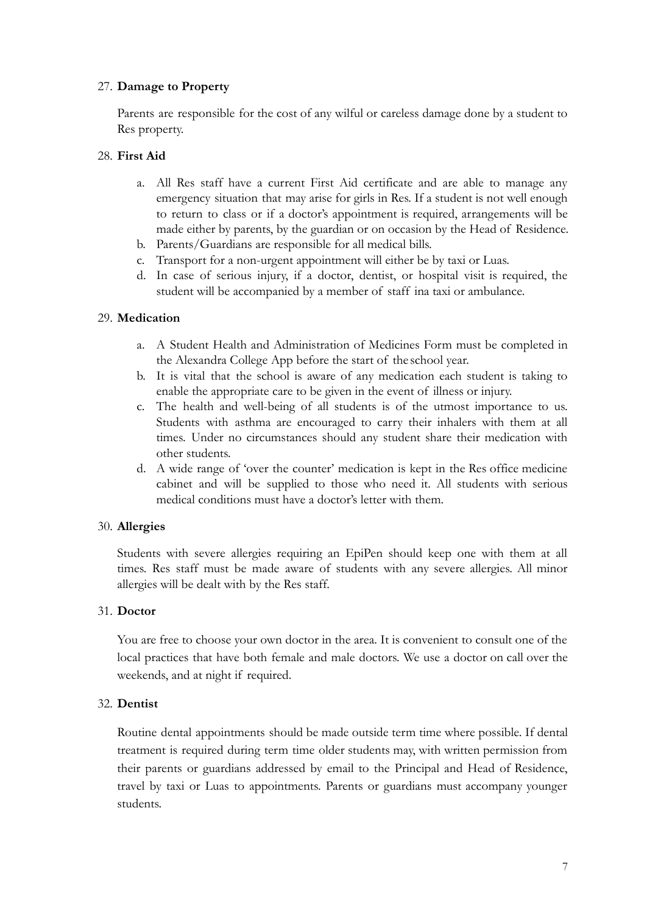27. **Damage to Property**

    Parents are responsible for the cost of any wilful or careless damage done by a student to Res property.

28. **First Aid**

    a. All Res staff have a current First Aid certificate and are able to manage any emergency situation that may arise for girls in Res. If a student is not well enough to return to class or if a doctor's appointment is required, arrangements will be made either by parents, by the guardian or on occasion by the Head of Residence.
    b. Parents/Guardians are responsible for all medical bills.
    c. Transport for a non-urgent appointment will either be by taxi or Luas.
    d. In case of serious injury, if a doctor, dentist, or hospital visit is required, the student will be accompanied by a member of staff ina taxi or ambulance.

29. **Medication**

    a. A Student Health and Administration of Medicines Form must be completed in the Alexandra College App before the start of the school year.
    b. It is vital that the school is aware of any medication each student is taking to enable the appropriate care to be given in the event of illness or injury.
    c. The health and well-being of all students is of the utmost importance to us. Students with asthma are encouraged to carry their inhalers with them at all times. Under no circumstances should any student share their medication with other students.
    d. A wide range of 'over the counter' medication is kept in the Res office medicine cabinet and will be supplied to those who need it. All students with serious medical conditions must have a doctor's letter with them.

30. **Allergies**

    Students with severe allergies requiring an EpiPen should keep one with them at all times. Res staff must be made aware of students with any severe allergies. All minor allergies will be dealt with by the Res staff.

31. **Doctor**

    You are free to choose your own doctor in the area. It is convenient to consult one of the local practices that have both female and male doctors. We use a doctor on call over the weekends, and at night if required.

32. **Dentist**

    Routine dental appointments should be made outside term time where possible. If dental treatment is required during term time older students may, with written permission from their parents or guardians addressed by email to the Principal and Head of Residence, travel by taxi or Luas to appointments. Parents or guardians must accompany younger students.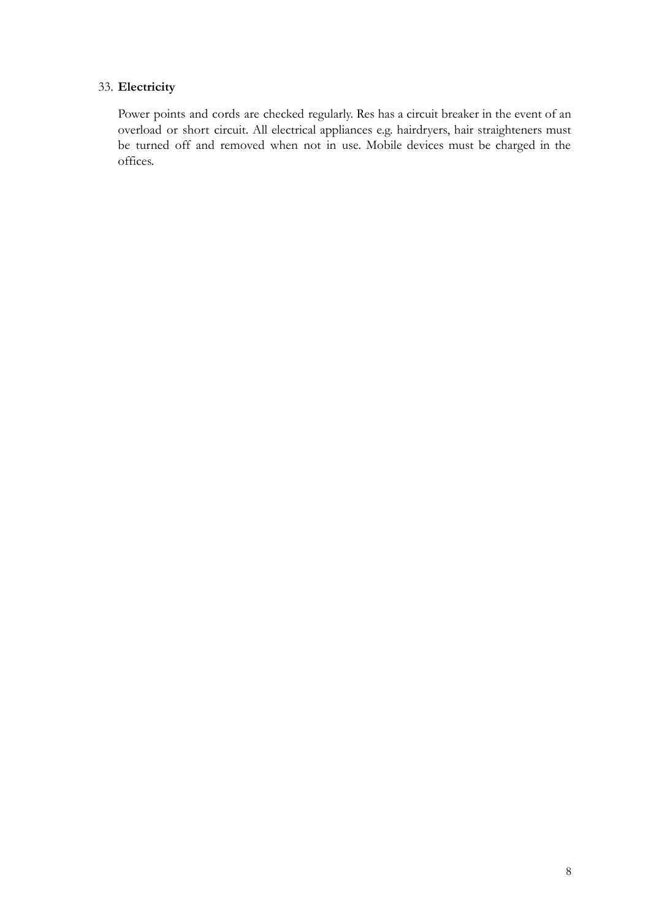33. **Electricity**

Power points and cords are checked regularly. Res has a circuit breaker in the event of an overload or short circuit. All electrical appliances e.g. hairdryers, hair straighteners must be turned off and removed when not in use. Mobile devices must be charged in the offices.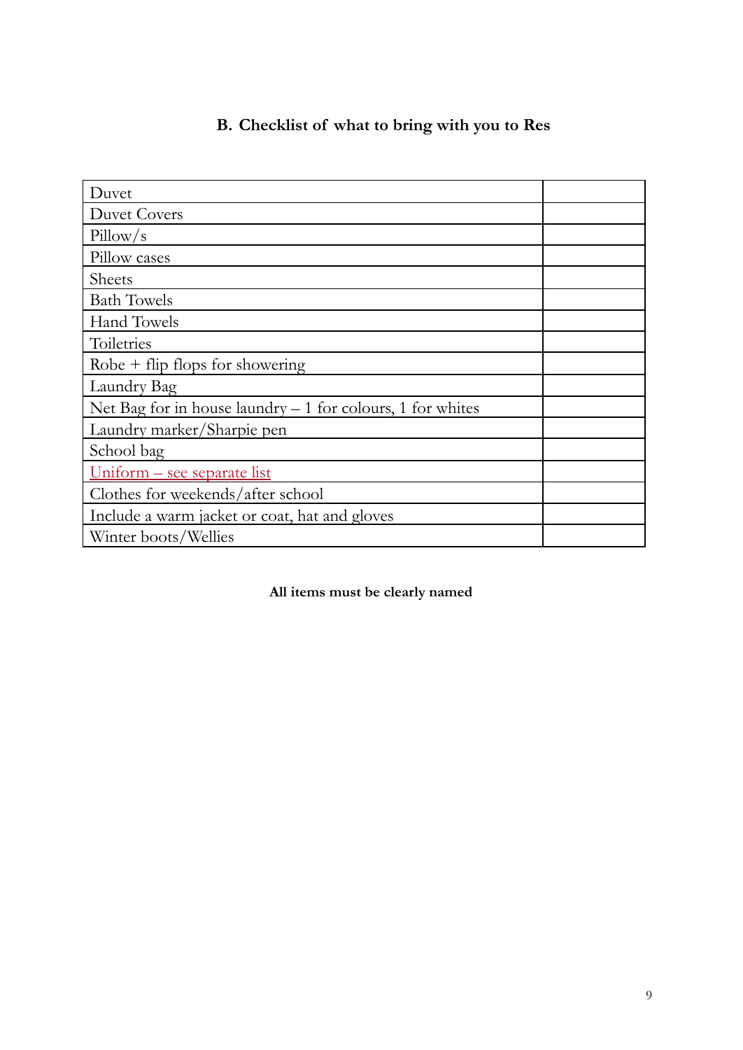## B. Checklist of what to bring with you to Res

| | |
|---|---|
| Duvet | |
| Duvet Covers | |
| Pillow/s | |
| Pillow cases | |
| Sheets | |
| Bath Towels | |
| Hand Towels | |
| Toiletries | |
| Robe + flip flops for showering | |
| Laundry Bag | |
| Net Bag for in house laundry – 1 for colours, 1 for whites | |
| Laundry marker/Sharpie pen | |
| School bag | |
| Uniform – see separate list | |
| Clothes for weekends/after school | |
| Include a warm jacket or coat, hat and gloves | |
| Winter boots/Wellies | |

**All items must be clearly named**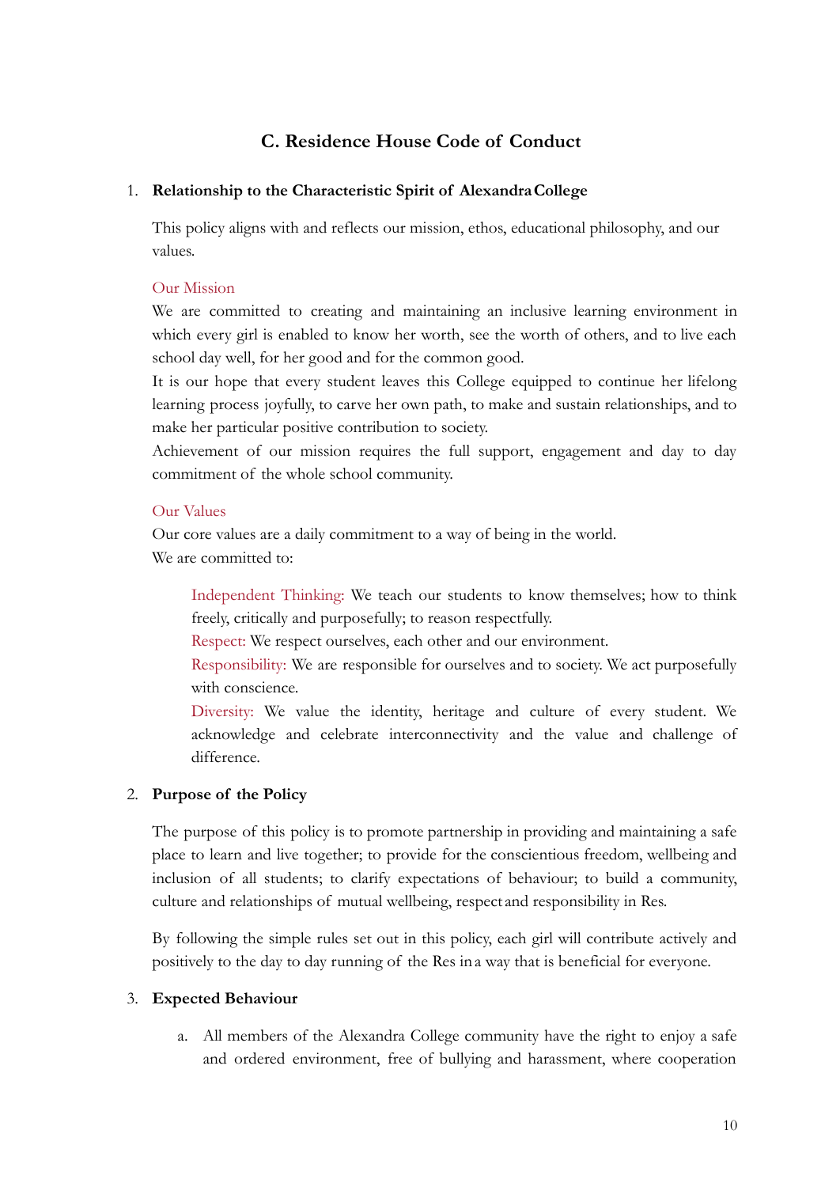## C. Residence House Code of Conduct

1. **Relationship to the Characteristic Spirit of Alexandra College**

   This policy aligns with and reflects our mission, ethos, educational philosophy, and our values.

   Our Mission

   We are committed to creating and maintaining an inclusive learning environment in which every girl is enabled to know her worth, see the worth of others, and to live each school day well, for her good and for the common good.

   It is our hope that every student leaves this College equipped to continue her lifelong learning process joyfully, to carve her own path, to make and sustain relationships, and to make her particular positive contribution to society.

   Achievement of our mission requires the full support, engagement and day to day commitment of the whole school community.

   Our Values

   Our core values are a daily commitment to a way of being in the world.

   We are committed to:

   Independent Thinking: We teach our students to know themselves; how to think freely, critically and purposefully; to reason respectfully.

   Respect: We respect ourselves, each other and our environment.

   Responsibility: We are responsible for ourselves and to society. We act purposefully with conscience.

   Diversity: We value the identity, heritage and culture of every student. We acknowledge and celebrate interconnectivity and the value and challenge of difference.

2. **Purpose of the Policy**

   The purpose of this policy is to promote partnership in providing and maintaining a safe place to learn and live together; to provide for the conscientious freedom, wellbeing and inclusion of all students; to clarify expectations of behaviour; to build a community, culture and relationships of mutual wellbeing, respect and responsibility in Res.

   By following the simple rules set out in this policy, each girl will contribute actively and positively to the day to day running of the Res in a way that is beneficial for everyone.

3. **Expected Behaviour**

   a. All members of the Alexandra College community have the right to enjoy a safe and ordered environment, free of bullying and harassment, where cooperation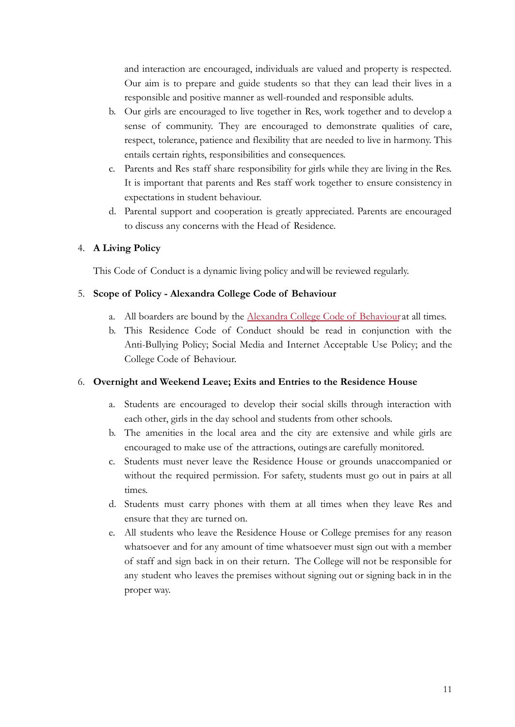and interaction are encouraged, individuals are valued and property is respected. Our aim is to prepare and guide students so that they can lead their lives in a responsible and positive manner as well-rounded and responsible adults.

b. Our girls are encouraged to live together in Res, work together and to develop a sense of community. They are encouraged to demonstrate qualities of care, respect, tolerance, patience and flexibility that are needed to live in harmony. This entails certain rights, responsibilities and consequences.

c. Parents and Res staff share responsibility for girls while they are living in the Res. It is important that parents and Res staff work together to ensure consistency in expectations in student behaviour.

d. Parental support and cooperation is greatly appreciated. Parents are encouraged to discuss any concerns with the Head of Residence.

4. **A Living Policy**

This Code of Conduct is a dynamic living policy and will be reviewed regularly.

5. **Scope of Policy - Alexandra College Code of Behaviour**

a. All boarders are bound by the Alexandra College Code of Behaviour at all times.

b. This Residence Code of Conduct should be read in conjunction with the Anti-Bullying Policy; Social Media and Internet Acceptable Use Policy; and the College Code of Behaviour.

6. **Overnight and Weekend Leave; Exits and Entries to the Residence House**

a. Students are encouraged to develop their social skills through interaction with each other, girls in the day school and students from other schools.

b. The amenities in the local area and the city are extensive and while girls are encouraged to make use of the attractions, outings are carefully monitored.

c. Students must never leave the Residence House or grounds unaccompanied or without the required permission. For safety, students must go out in pairs at all times.

d. Students must carry phones with them at all times when they leave Res and ensure that they are turned on.

e. All students who leave the Residence House or College premises for any reason whatsoever and for any amount of time whatsoever must sign out with a member of staff and sign back in on their return. The College will not be responsible for any student who leaves the premises without signing out or signing back in in the proper way.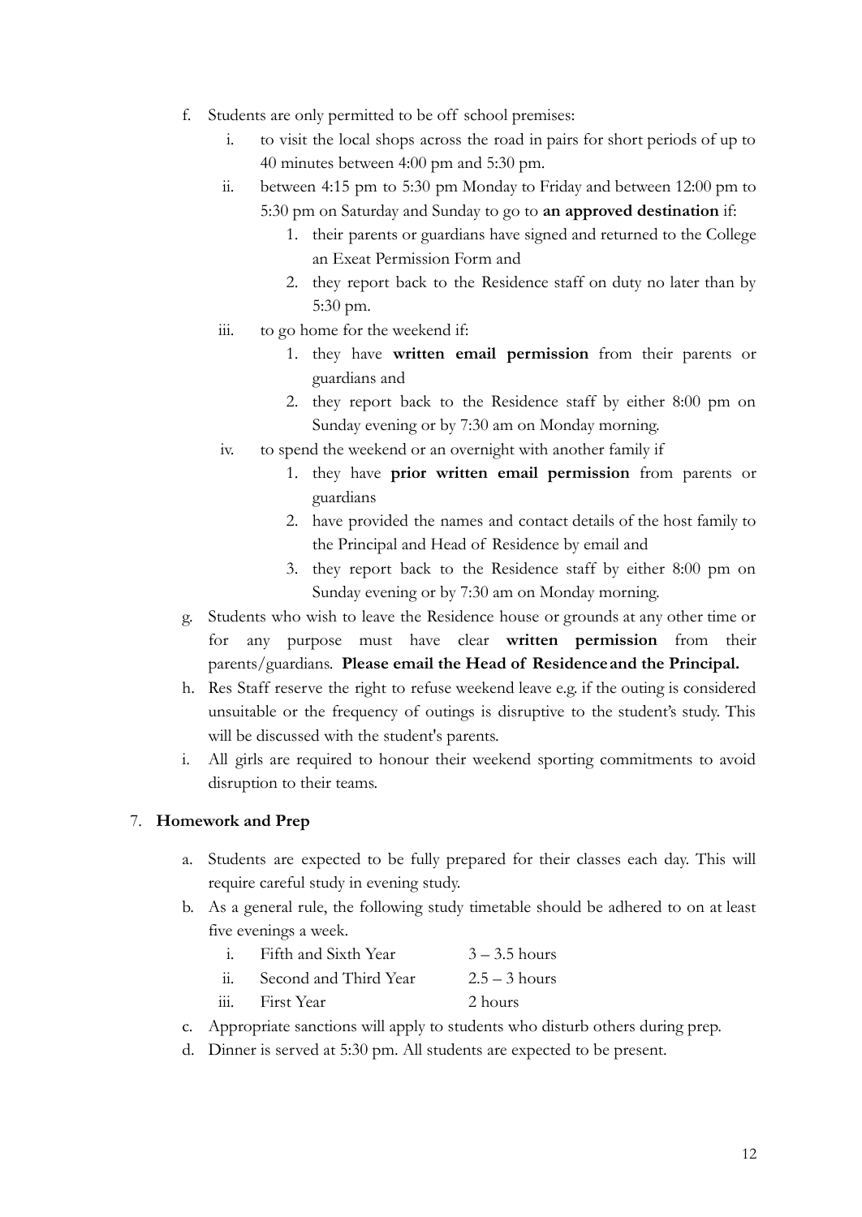f. Students are only permitted to be off school premises:
    i. to visit the local shops across the road in pairs for short periods of up to 40 minutes between 4:00 pm and 5:30 pm.
    ii. between 4:15 pm to 5:30 pm Monday to Friday and between 12:00 pm to 5:30 pm on Saturday and Sunday to go to **an approved destination** if:
        1. their parents or guardians have signed and returned to the College an Exeat Permission Form and
        2. they report back to the Residence staff on duty no later than by 5:30 pm.
    iii. to go home for the weekend if:
        1. they have **written email permission** from their parents or guardians and
        2. they report back to the Residence staff by either 8:00 pm on Sunday evening or by 7:30 am on Monday morning.
    iv. to spend the weekend or an overnight with another family if
        1. they have **prior written email permission** from parents or guardians
        2. have provided the names and contact details of the host family to the Principal and Head of Residence by email and
        3. they report back to the Residence staff by either 8:00 pm on Sunday evening or by 7:30 am on Monday morning.

g. Students who wish to leave the Residence house or grounds at any other time or for any purpose must have clear **written permission** from their parents/guardians. **Please email the Head of Residence and the Principal.**

h. Res Staff reserve the right to refuse weekend leave e.g. if the outing is considered unsuitable or the frequency of outings is disruptive to the student's study. This will be discussed with the student's parents.

i. All girls are required to honour their weekend sporting commitments to avoid disruption to their teams.

7. **Homework and Prep**

    a. Students are expected to be fully prepared for their classes each day. This will require careful study in evening study.
    b. As a general rule, the following study timetable should be adhered to on at least five evenings a week.
        i. Fifth and Sixth Year 3 – 3.5 hours
        ii. Second and Third Year 2.5 – 3 hours
        iii. First Year 2 hours
    c. Appropriate sanctions will apply to students who disturb others during prep.
    d. Dinner is served at 5:30 pm. All students are expected to be present.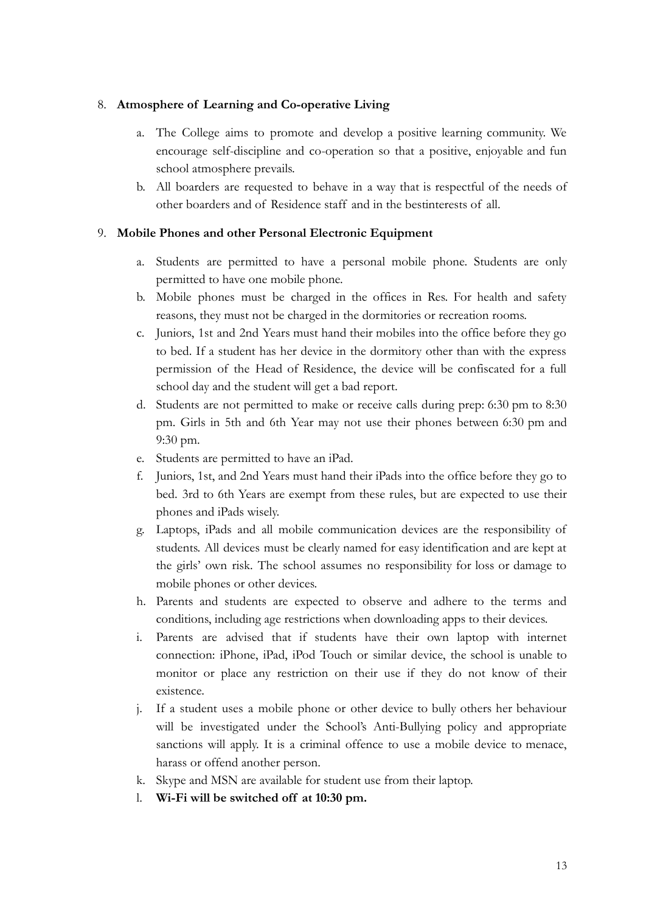8. **Atmosphere of Learning and Co-operative Living**

    a. The College aims to promote and develop a positive learning community. We encourage self-discipline and co-operation so that a positive, enjoyable and fun school atmosphere prevails.

    b. All boarders are requested to behave in a way that is respectful of the needs of other boarders and of Residence staff and in the bestinterests of all.

9. **Mobile Phones and other Personal Electronic Equipment**

    a. Students are permitted to have a personal mobile phone. Students are only permitted to have one mobile phone.

    b. Mobile phones must be charged in the offices in Res. For health and safety reasons, they must not be charged in the dormitories or recreation rooms.

    c. Juniors, 1st and 2nd Years must hand their mobiles into the office before they go to bed. If a student has her device in the dormitory other than with the express permission of the Head of Residence, the device will be confiscated for a full school day and the student will get a bad report.

    d. Students are not permitted to make or receive calls during prep: 6:30 pm to 8:30 pm. Girls in 5th and 6th Year may not use their phones between 6:30 pm and 9:30 pm.

    e. Students are permitted to have an iPad.

    f. Juniors, 1st, and 2nd Years must hand their iPads into the office before they go to bed. 3rd to 6th Years are exempt from these rules, but are expected to use their phones and iPads wisely.

    g. Laptops, iPads and all mobile communication devices are the responsibility of students. All devices must be clearly named for easy identification and are kept at the girls' own risk. The school assumes no responsibility for loss or damage to mobile phones or other devices.

    h. Parents and students are expected to observe and adhere to the terms and conditions, including age restrictions when downloading apps to their devices.

    i. Parents are advised that if students have their own laptop with internet connection: iPhone, iPad, iPod Touch or similar device, the school is unable to monitor or place any restriction on their use if they do not know of their existence.

    j. If a student uses a mobile phone or other device to bully others her behaviour will be investigated under the School's Anti-Bullying policy and appropriate sanctions will apply. It is a criminal offence to use a mobile device to menace, harass or offend another person.

    k. Skype and MSN are available for student use from their laptop.

    l. **Wi-Fi will be switched off at 10:30 pm.**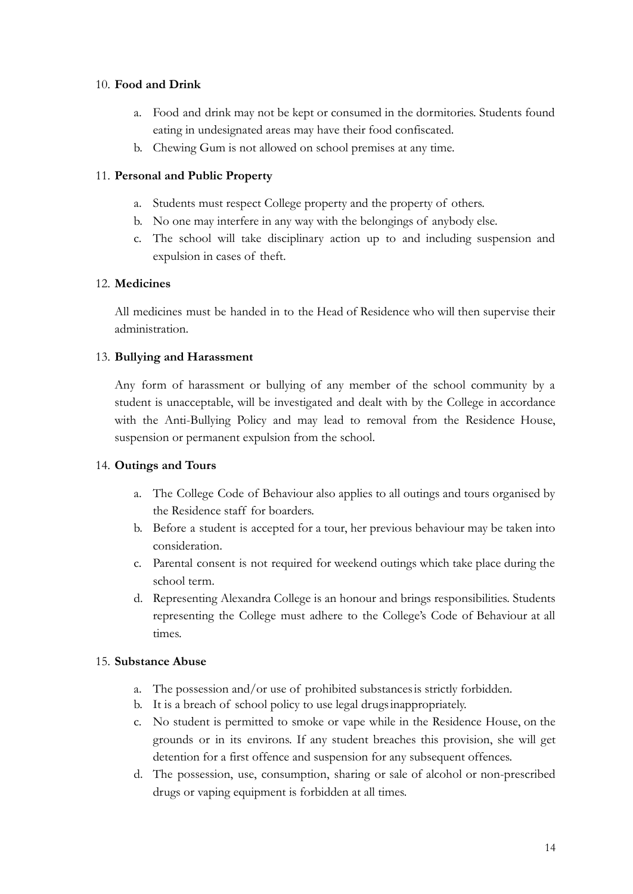10. **Food and Drink**

    a. Food and drink may not be kept or consumed in the dormitories. Students found eating in undesignated areas may have their food confiscated.
    b. Chewing Gum is not allowed on school premises at any time.

11. **Personal and Public Property**

    a. Students must respect College property and the property of others.
    b. No one may interfere in any way with the belongings of anybody else.
    c. The school will take disciplinary action up to and including suspension and expulsion in cases of theft.

12. **Medicines**

    All medicines must be handed in to the Head of Residence who will then supervise their administration.

13. **Bullying and Harassment**

    Any form of harassment or bullying of any member of the school community by a student is unacceptable, will be investigated and dealt with by the College in accordance with the Anti-Bullying Policy and may lead to removal from the Residence House, suspension or permanent expulsion from the school.

14. **Outings and Tours**

    a. The College Code of Behaviour also applies to all outings and tours organised by the Residence staff for boarders.
    b. Before a student is accepted for a tour, her previous behaviour may be taken into consideration.
    c. Parental consent is not required for weekend outings which take place during the school term.
    d. Representing Alexandra College is an honour and brings responsibilities. Students representing the College must adhere to the College's Code of Behaviour at all times.

15. **Substance Abuse**

    a. The possession and/or use of prohibited substances is strictly forbidden.
    b. It is a breach of school policy to use legal drugs inappropriately.
    c. No student is permitted to smoke or vape while in the Residence House, on the grounds or in its environs. If any student breaches this provision, she will get detention for a first offence and suspension for any subsequent offences.
    d. The possession, use, consumption, sharing or sale of alcohol or non-prescribed drugs or vaping equipment is forbidden at all times.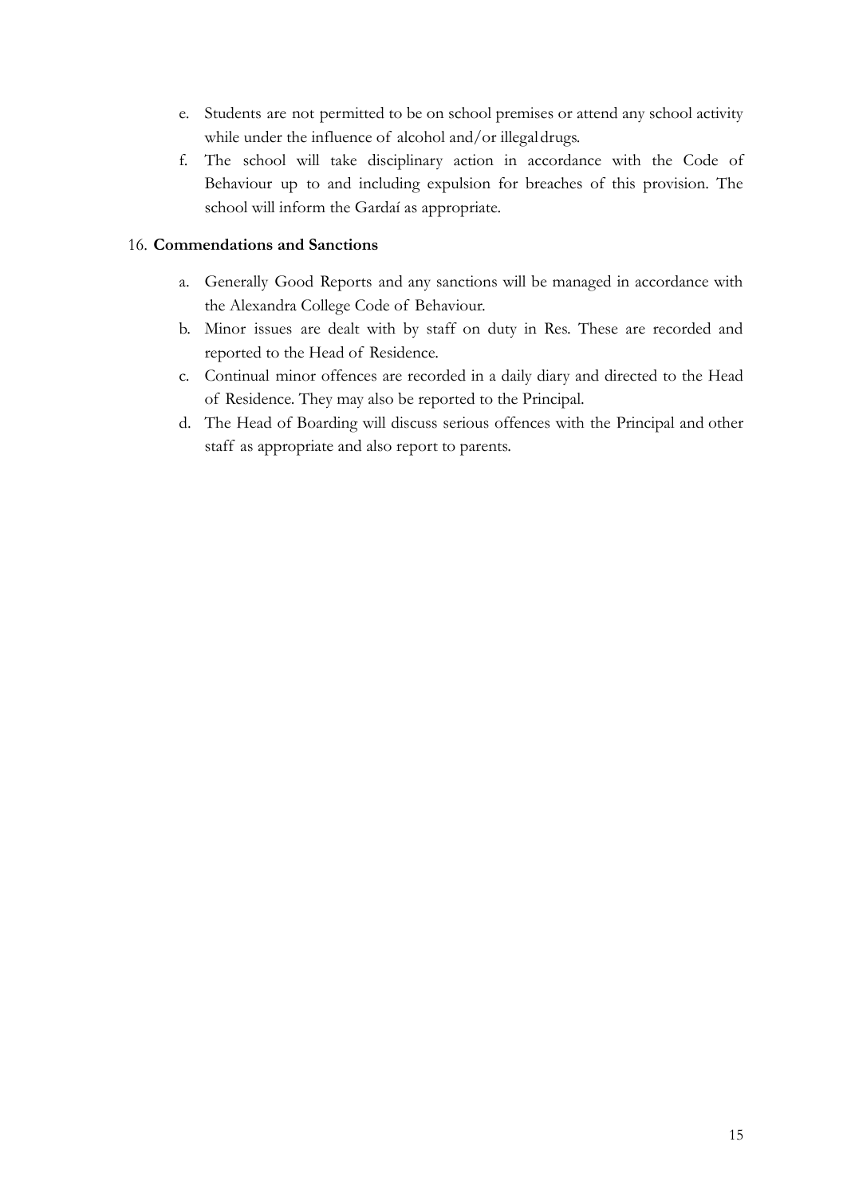e. Students are not permitted to be on school premises or attend any school activity while under the influence of alcohol and/or illegal drugs.
f. The school will take disciplinary action in accordance with the Code of Behaviour up to and including expulsion for breaches of this provision. The school will inform the Gardaí as appropriate.

16. **Commendations and Sanctions**

a. Generally Good Reports and any sanctions will be managed in accordance with the Alexandra College Code of Behaviour.
b. Minor issues are dealt with by staff on duty in Res. These are recorded and reported to the Head of Residence.
c. Continual minor offences are recorded in a daily diary and directed to the Head of Residence. They may also be reported to the Principal.
d. The Head of Boarding will discuss serious offences with the Principal and other staff as appropriate and also report to parents.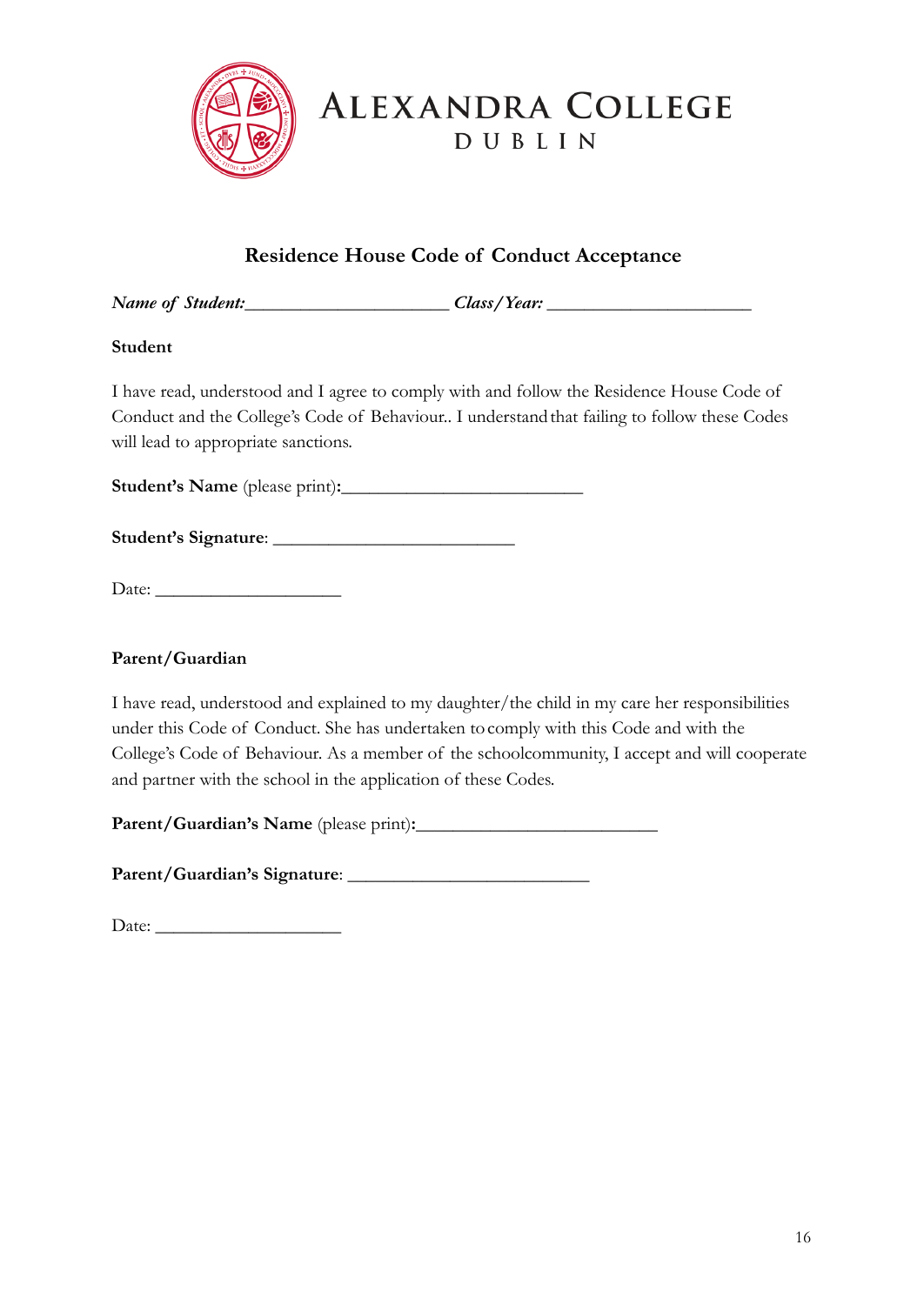# ALEXANDRA COLLEGE
## DUBLIN

### Residence House Code of Conduct Acceptance

*Name of Student:*______________________ *Class/Year:* ______________________

**Student**

I have read, understood and I agree to comply with and follow the Residence House Code of Conduct and the College's Code of Behaviour.. I understand that failing to follow these Codes will lead to appropriate sanctions.

**Student's Name** (please print)**:**__________________________

**Student's Signature**: __________________________

Date: ____________________

**Parent/Guardian**

I have read, understood and explained to my daughter/the child in my care her responsibilities under this Code of Conduct. She has undertaken to comply with this Code and with the College's Code of Behaviour. As a member of the schoolcommunity, I accept and will cooperate and partner with the school in the application of these Codes.

**Parent/Guardian's Name** (please print)**:**__________________________

**Parent/Guardian's Signature**: __________________________

Date: ____________________